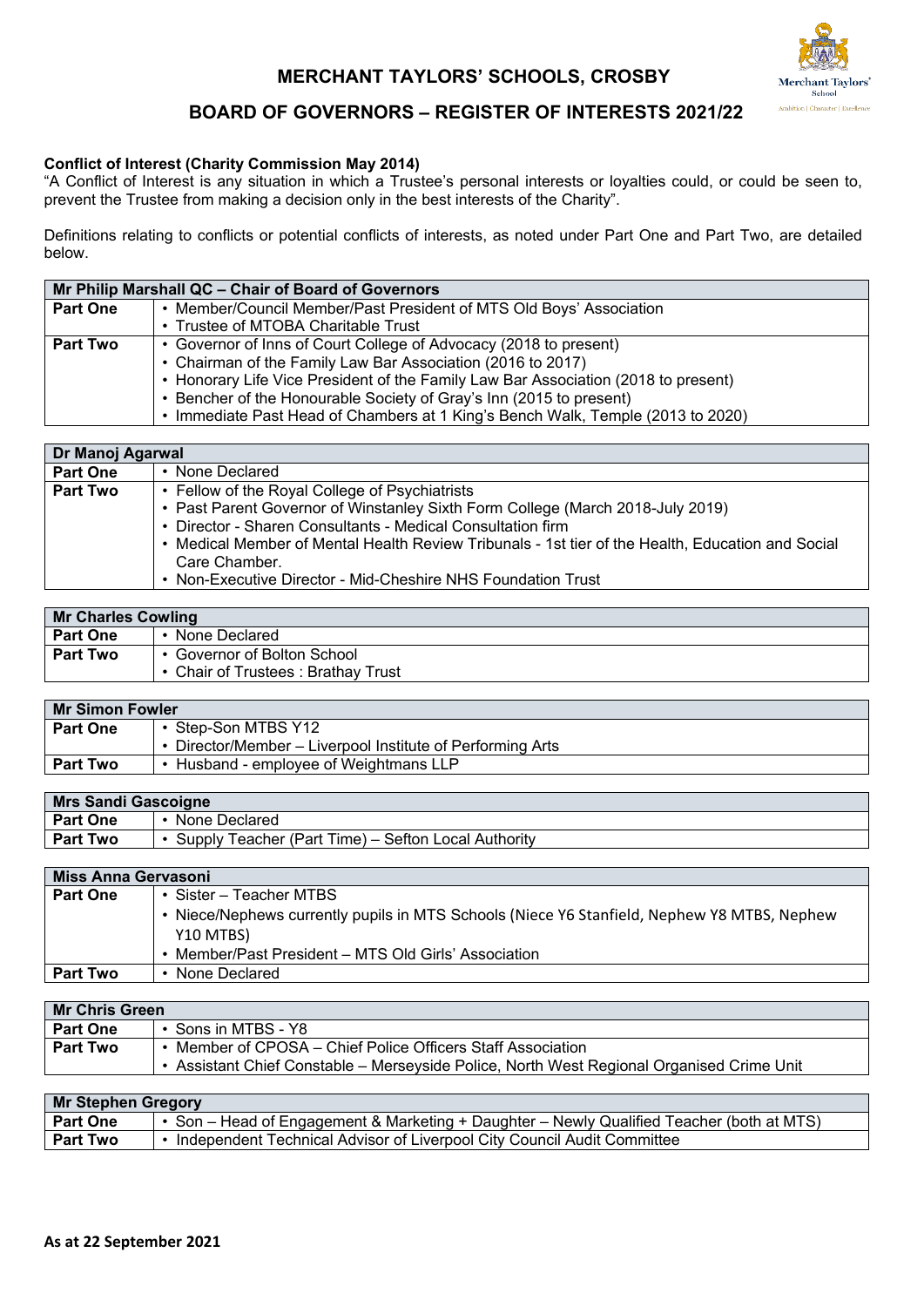# MERCHANT TAYLORS' SCHOOLS, CROSBY

## BOARD OF GOVERNORS – REGISTER OF INTERESTS 2021/22

**Conflict of Interest (Charity Commission May 2014)**
"A Conflict of Interest is any situation in which a Trustee's personal interests or loyalties could, or could be seen to, prevent the Trustee from making a decision only in the best interests of the Charity".

Definitions relating to conflicts or potential conflicts of interests, as noted under Part One and Part Two, are detailed below.

| Mr Philip Marshall QC – Chair of Board of Governors | |
|---|---|
| **Part One** | • Member/Council Member/Past President of MTS Old Boys' Association<br>• Trustee of MTOBA Charitable Trust |
| **Part Two** | • Governor of Inns of Court College of Advocacy (2018 to present)<br>• Chairman of the Family Law Bar Association (2016 to 2017)<br>• Honorary Life Vice President of the Family Law Bar Association (2018 to present)<br>• Bencher of the Honourable Society of Gray's Inn (2015 to present)<br>• Immediate Past Head of Chambers at 1 King's Bench Walk, Temple (2013 to 2020) |

| Dr Manoj Agarwal | |
|---|---|
| **Part One** | • None Declared |
| **Part Two** | • Fellow of the Royal College of Psychiatrists<br>• Past Parent Governor of Winstanley Sixth Form College (March 2018-July 2019)<br>• Director - Sharen Consultants - Medical Consultation firm<br>• Medical Member of Mental Health Review Tribunals - 1st tier of the Health, Education and Social Care Chamber.<br>• Non-Executive Director - Mid-Cheshire NHS Foundation Trust |

| Mr Charles Cowling | |
|---|---|
| **Part One** | • None Declared |
| **Part Two** | • Governor of Bolton School<br>• Chair of Trustees : Brathay Trust |

| Mr Simon Fowler | |
|---|---|
| **Part One** | • Step-Son MTBS Y12<br>• Director/Member – Liverpool Institute of Performing Arts |
| **Part Two** | • Husband - employee of Weightmans LLP |

| Mrs Sandi Gascoigne | |
|---|---|
| **Part One** | • None Declared |
| **Part Two** | • Supply Teacher (Part Time) – Sefton Local Authority |

| Miss Anna Gervasoni | |
|---|---|
| **Part One** | • Sister – Teacher MTBS<br>• Niece/Nephews currently pupils in MTS Schools (Niece Y6 Stanfield, Nephew Y8 MTBS, Nephew Y10 MTBS)<br>• Member/Past President – MTS Old Girls' Association |
| **Part Two** | • None Declared |

| Mr Chris Green | |
|---|---|
| **Part One** | • Sons in MTBS - Y8 |
| **Part Two** | • Member of CPOSA – Chief Police Officers Staff Association<br>• Assistant Chief Constable – Merseyside Police, North West Regional Organised Crime Unit |

| Mr Stephen Gregory | |
|---|---|
| **Part One** | • Son – Head of Engagement & Marketing + Daughter – Newly Qualified Teacher (both at MTS) |
| **Part Two** | • Independent Technical Advisor of Liverpool City Council Audit Committee |

**As at 22 September 2021**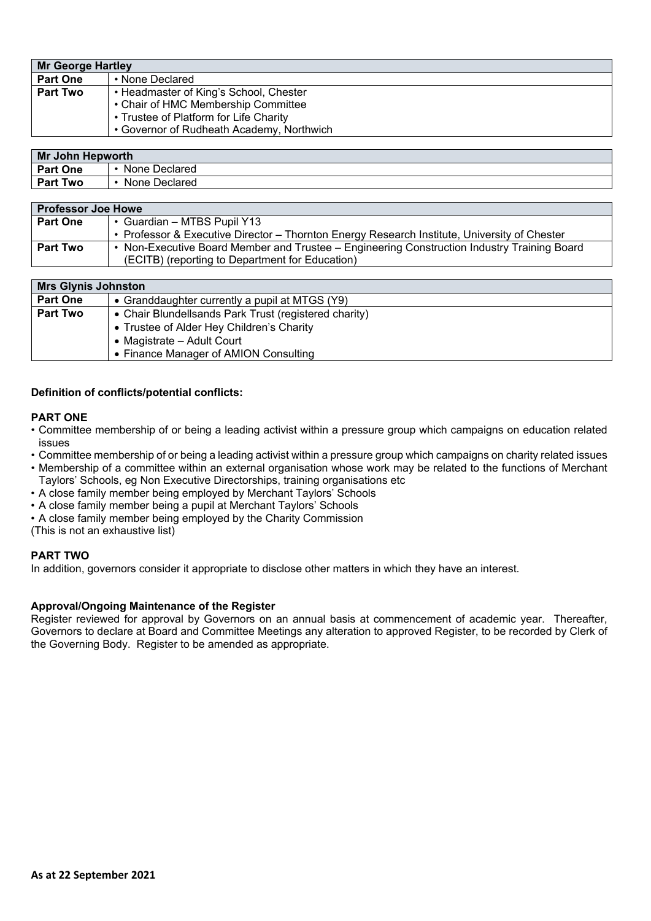| Mr George Hartley | |
|---|---|
| **Part One** | • None Declared |
| **Part Two** | • Headmaster of King's School, Chester<br>• Chair of HMC Membership Committee<br>• Trustee of Platform for Life Charity<br>• Governor of Rudheath Academy, Northwich |

| Mr John Hepworth | |
|---|---|
| **Part One** | • None Declared |
| **Part Two** | • None Declared |

| Professor Joe Howe | |
|---|---|
| **Part One** | • Guardian – MTBS Pupil Y13<br>• Professor & Executive Director – Thornton Energy Research Institute, University of Chester |
| **Part Two** | • Non-Executive Board Member and Trustee – Engineering Construction Industry Training Board (ECITB) (reporting to Department for Education) |

| Mrs Glynis Johnston | |
|---|---|
| **Part One** | • Granddaughter currently a pupil at MTGS (Y9) |
| **Part Two** | • Chair Blundellsands Park Trust (registered charity)<br>• Trustee of Alder Hey Children's Charity<br>• Magistrate – Adult Court<br>• Finance Manager of AMION Consulting |

**Definition of conflicts/potential conflicts:**

**PART ONE**

- Committee membership of or being a leading activist within a pressure group which campaigns on education related issues
- Committee membership of or being a leading activist within a pressure group which campaigns on charity related issues
- Membership of a committee within an external organisation whose work may be related to the functions of Merchant Taylors' Schools, eg Non Executive Directorships, training organisations etc
- A close family member being employed by Merchant Taylors' Schools
- A close family member being a pupil at Merchant Taylors' Schools
- A close family member being employed by the Charity Commission

(This is not an exhaustive list)

**PART TWO**

In addition, governors consider it appropriate to disclose other matters in which they have an interest.

**Approval/Ongoing Maintenance of the Register**

Register reviewed for approval by Governors on an annual basis at commencement of academic year. Thereafter, Governors to declare at Board and Committee Meetings any alteration to approved Register, to be recorded by Clerk of the Governing Body. Register to be amended as appropriate.

**As at 22 September 2021**